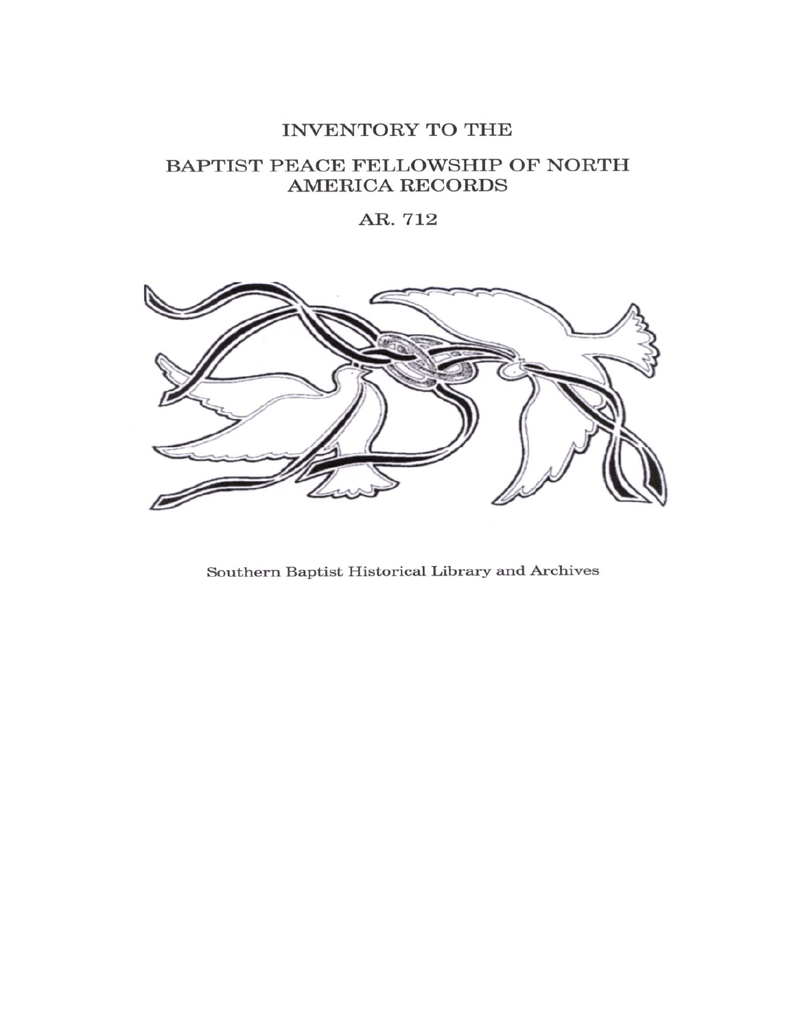# INVENTORY TO THE

# BAPTIST PEACE FELLOWSHIP OF NORTH AMERICA RECORDS

## AR. 712

Southern Baptist Historical Library and Archives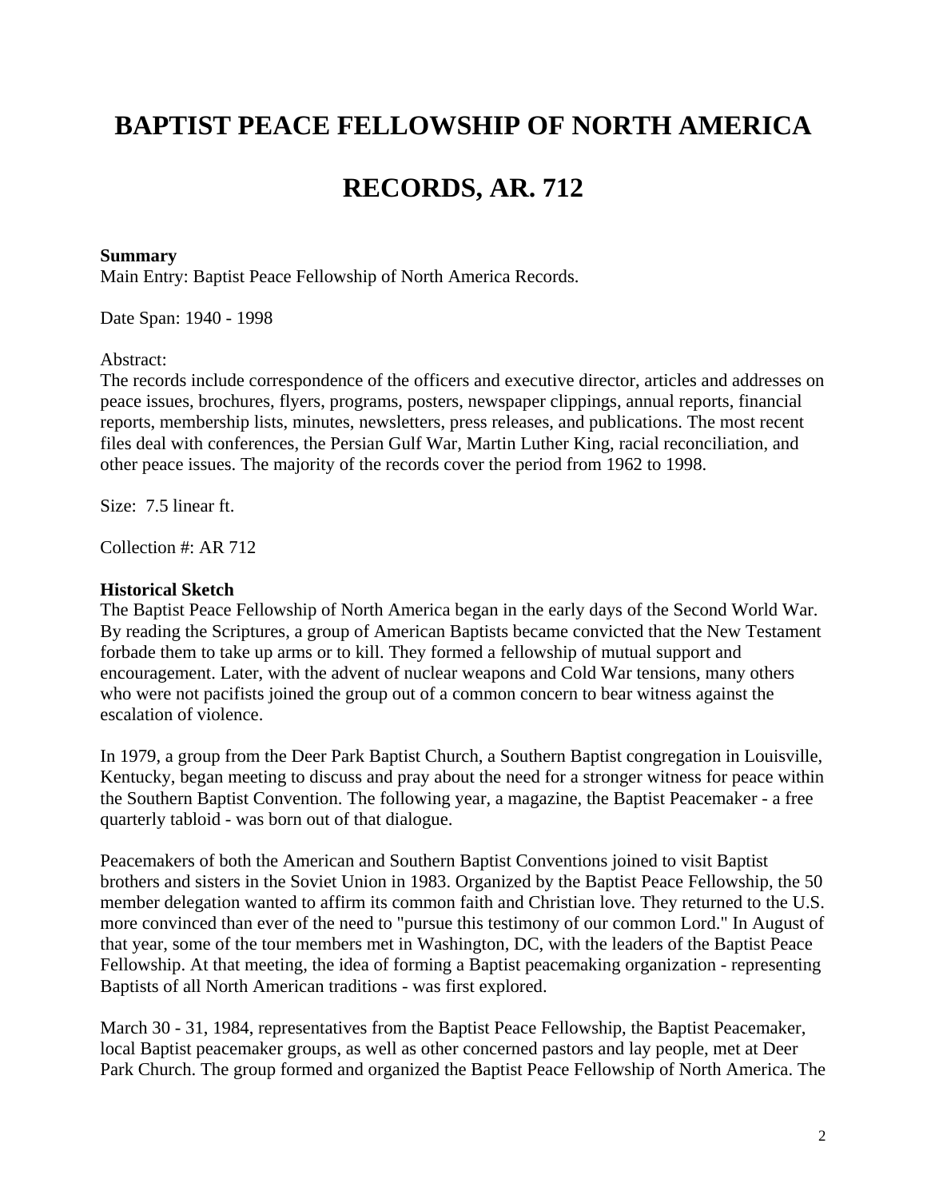# BAPTIST PEACE FELLOWSHIP OF NORTH AMERICA

# RECORDS, AR. 712

**Summary**

Main Entry: Baptist Peace Fellowship of North America Records.

Date Span: 1940 - 1998

Abstract:
The records include correspondence of the officers and executive director, articles and addresses on peace issues, brochures, flyers, programs, posters, newspaper clippings, annual reports, financial reports, membership lists, minutes, newsletters, press releases, and publications. The most recent files deal with conferences, the Persian Gulf War, Martin Luther King, racial reconciliation, and other peace issues. The majority of the records cover the period from 1962 to 1998.

Size: 7.5 linear ft.

Collection #: AR 712

**Historical Sketch**

The Baptist Peace Fellowship of North America began in the early days of the Second World War. By reading the Scriptures, a group of American Baptists became convicted that the New Testament forbade them to take up arms or to kill. They formed a fellowship of mutual support and encouragement. Later, with the advent of nuclear weapons and Cold War tensions, many others who were not pacifists joined the group out of a common concern to bear witness against the escalation of violence.

In 1979, a group from the Deer Park Baptist Church, a Southern Baptist congregation in Louisville, Kentucky, began meeting to discuss and pray about the need for a stronger witness for peace within the Southern Baptist Convention. The following year, a magazine, the Baptist Peacemaker - a free quarterly tabloid - was born out of that dialogue.

Peacemakers of both the American and Southern Baptist Conventions joined to visit Baptist brothers and sisters in the Soviet Union in 1983. Organized by the Baptist Peace Fellowship, the 50 member delegation wanted to affirm its common faith and Christian love. They returned to the U.S. more convinced than ever of the need to "pursue this testimony of our common Lord." In August of that year, some of the tour members met in Washington, DC, with the leaders of the Baptist Peace Fellowship. At that meeting, the idea of forming a Baptist peacemaking organization - representing Baptists of all North American traditions - was first explored.

March 30 - 31, 1984, representatives from the Baptist Peace Fellowship, the Baptist Peacemaker, local Baptist peacemaker groups, as well as other concerned pastors and lay people, met at Deer Park Church. The group formed and organized the Baptist Peace Fellowship of North America. The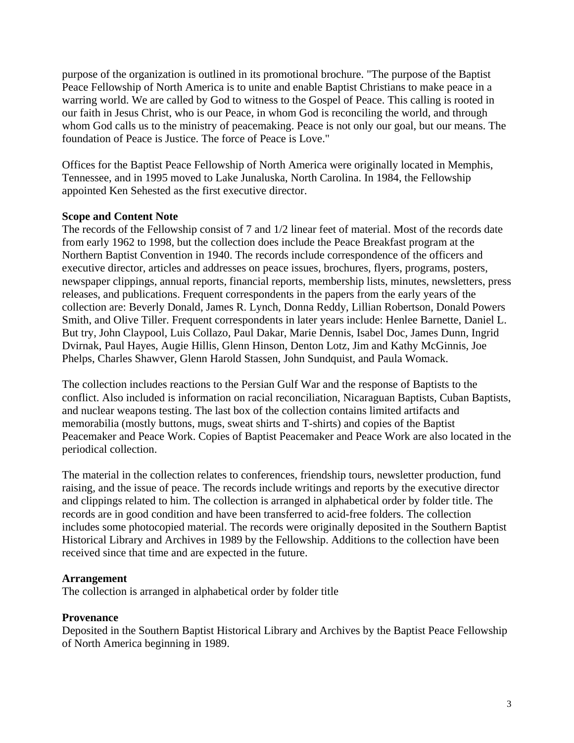purpose of the organization is outlined in its promotional brochure. "The purpose of the Baptist Peace Fellowship of North America is to unite and enable Baptist Christians to make peace in a warring world. We are called by God to witness to the Gospel of Peace. This calling is rooted in our faith in Jesus Christ, who is our Peace, in whom God is reconciling the world, and through whom God calls us to the ministry of peacemaking. Peace is not only our goal, but our means. The foundation of Peace is Justice. The force of Peace is Love."

Offices for the Baptist Peace Fellowship of North America were originally located in Memphis, Tennessee, and in 1995 moved to Lake Junaluska, North Carolina. In 1984, the Fellowship appointed Ken Sehested as the first executive director.

**Scope and Content Note**

The records of the Fellowship consist of 7 and 1/2 linear feet of material. Most of the records date from early 1962 to 1998, but the collection does include the Peace Breakfast program at the Northern Baptist Convention in 1940. The records include correspondence of the officers and executive director, articles and addresses on peace issues, brochures, flyers, programs, posters, newspaper clippings, annual reports, financial reports, membership lists, minutes, newsletters, press releases, and publications. Frequent correspondents in the papers from the early years of the collection are: Beverly Donald, James R. Lynch, Donna Reddy, Lillian Robertson, Donald Powers Smith, and Olive Tiller. Frequent correspondents in later years include: Henlee Barnette, Daniel L. But try, John Claypool, Luis Collazo, Paul Dakar, Marie Dennis, Isabel Doc, James Dunn, Ingrid Dvirnak, Paul Hayes, Augie Hillis, Glenn Hinson, Denton Lotz, Jim and Kathy McGinnis, Joe Phelps, Charles Shawver, Glenn Harold Stassen, John Sundquist, and Paula Womack.

The collection includes reactions to the Persian Gulf War and the response of Baptists to the conflict. Also included is information on racial reconciliation, Nicaraguan Baptists, Cuban Baptists, and nuclear weapons testing. The last box of the collection contains limited artifacts and memorabilia (mostly buttons, mugs, sweat shirts and T-shirts) and copies of the Baptist Peacemaker and Peace Work. Copies of Baptist Peacemaker and Peace Work are also located in the periodical collection.

The material in the collection relates to conferences, friendship tours, newsletter production, fund raising, and the issue of peace. The records include writings and reports by the executive director and clippings related to him. The collection is arranged in alphabetical order by folder title. The records are in good condition and have been transferred to acid-free folders. The collection includes some photocopied material. The records were originally deposited in the Southern Baptist Historical Library and Archives in 1989 by the Fellowship. Additions to the collection have been received since that time and are expected in the future.

**Arrangement**

The collection is arranged in alphabetical order by folder title

**Provenance**

Deposited in the Southern Baptist Historical Library and Archives by the Baptist Peace Fellowship of North America beginning in 1989.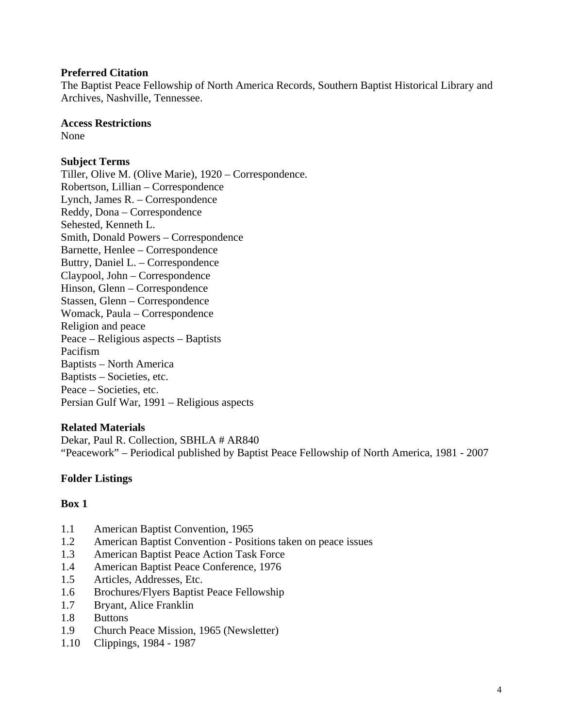**Preferred Citation**
The Baptist Peace Fellowship of North America Records, Southern Baptist Historical Library and Archives, Nashville, Tennessee.

**Access Restrictions**
None

**Subject Terms**
Tiller, Olive M. (Olive Marie), 1920 – Correspondence.
Robertson, Lillian – Correspondence
Lynch, James R. – Correspondence
Reddy, Dona – Correspondence
Sehested, Kenneth L.
Smith, Donald Powers – Correspondence
Barnette, Henlee – Correspondence
Buttry, Daniel L. – Correspondence
Claypool, John – Correspondence
Hinson, Glenn – Correspondence
Stassen, Glenn – Correspondence
Womack, Paula – Correspondence
Religion and peace
Peace – Religious aspects – Baptists
Pacifism
Baptists – North America
Baptists – Societies, etc.
Peace – Societies, etc.
Persian Gulf War, 1991 – Religious aspects

**Related Materials**
Dekar, Paul R. Collection, SBHLA # AR840
"Peacework" – Periodical published by Baptist Peace Fellowship of North America, 1981 - 2007

**Folder Listings**

**Box 1**

1.1 American Baptist Convention, 1965
1.2 American Baptist Convention - Positions taken on peace issues
1.3 American Baptist Peace Action Task Force
1.4 American Baptist Peace Conference, 1976
1.5 Articles, Addresses, Etc.
1.6 Brochures/Flyers Baptist Peace Fellowship
1.7 Bryant, Alice Franklin
1.8 Buttons
1.9 Church Peace Mission, 1965 (Newsletter)
1.10 Clippings, 1984 - 1987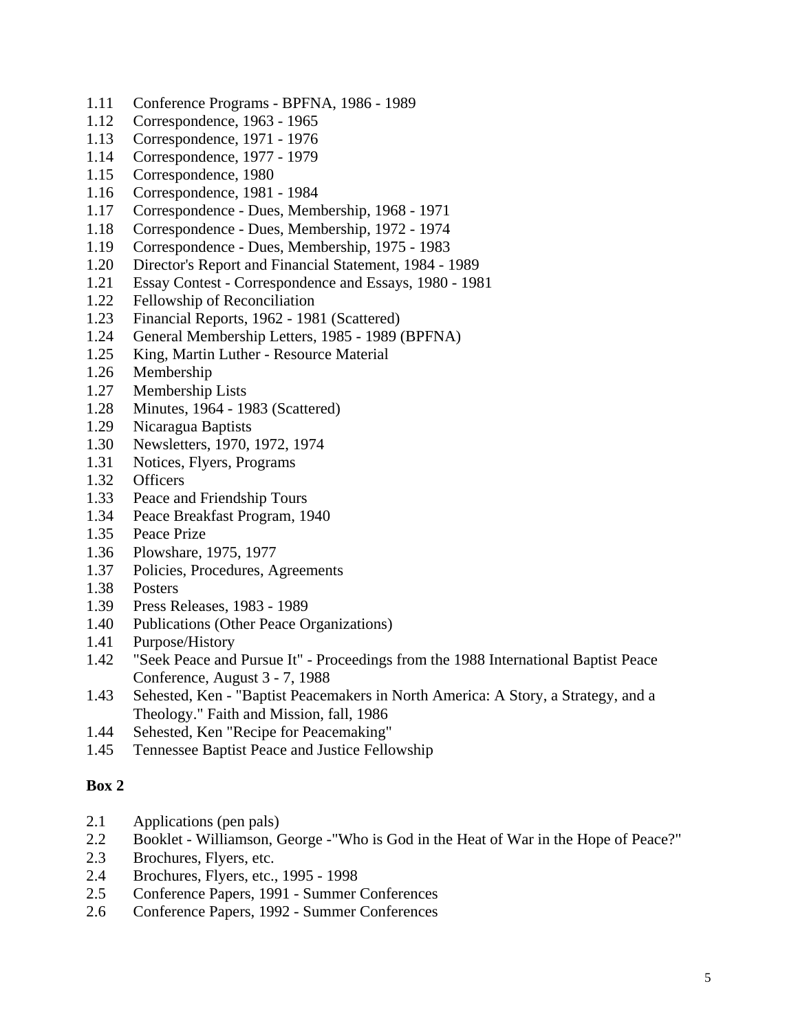1.11 Conference Programs - BPFNA, 1986 - 1989
1.12 Correspondence, 1963 - 1965
1.13 Correspondence, 1971 - 1976
1.14 Correspondence, 1977 - 1979
1.15 Correspondence, 1980
1.16 Correspondence, 1981 - 1984
1.17 Correspondence - Dues, Membership, 1968 - 1971
1.18 Correspondence - Dues, Membership, 1972 - 1974
1.19 Correspondence - Dues, Membership, 1975 - 1983
1.20 Director's Report and Financial Statement, 1984 - 1989
1.21 Essay Contest - Correspondence and Essays, 1980 - 1981
1.22 Fellowship of Reconciliation
1.23 Financial Reports, 1962 - 1981 (Scattered)
1.24 General Membership Letters, 1985 - 1989 (BPFNA)
1.25 King, Martin Luther - Resource Material
1.26 Membership
1.27 Membership Lists
1.28 Minutes, 1964 - 1983 (Scattered)
1.29 Nicaragua Baptists
1.30 Newsletters, 1970, 1972, 1974
1.31 Notices, Flyers, Programs
1.32 Officers
1.33 Peace and Friendship Tours
1.34 Peace Breakfast Program, 1940
1.35 Peace Prize
1.36 Plowshare, 1975, 1977
1.37 Policies, Procedures, Agreements
1.38 Posters
1.39 Press Releases, 1983 - 1989
1.40 Publications (Other Peace Organizations)
1.41 Purpose/History
1.42 "Seek Peace and Pursue It" - Proceedings from the 1988 International Baptist Peace Conference, August 3 - 7, 1988
1.43 Sehested, Ken - "Baptist Peacemakers in North America: A Story, a Strategy, and a Theology." Faith and Mission, fall, 1986
1.44 Sehested, Ken "Recipe for Peacemaking"
1.45 Tennessee Baptist Peace and Justice Fellowship

**Box 2**

2.1 Applications (pen pals)
2.2 Booklet - Williamson, George -"Who is God in the Heat of War in the Hope of Peace?"
2.3 Brochures, Flyers, etc.
2.4 Brochures, Flyers, etc., 1995 - 1998
2.5 Conference Papers, 1991 - Summer Conferences
2.6 Conference Papers, 1992 - Summer Conferences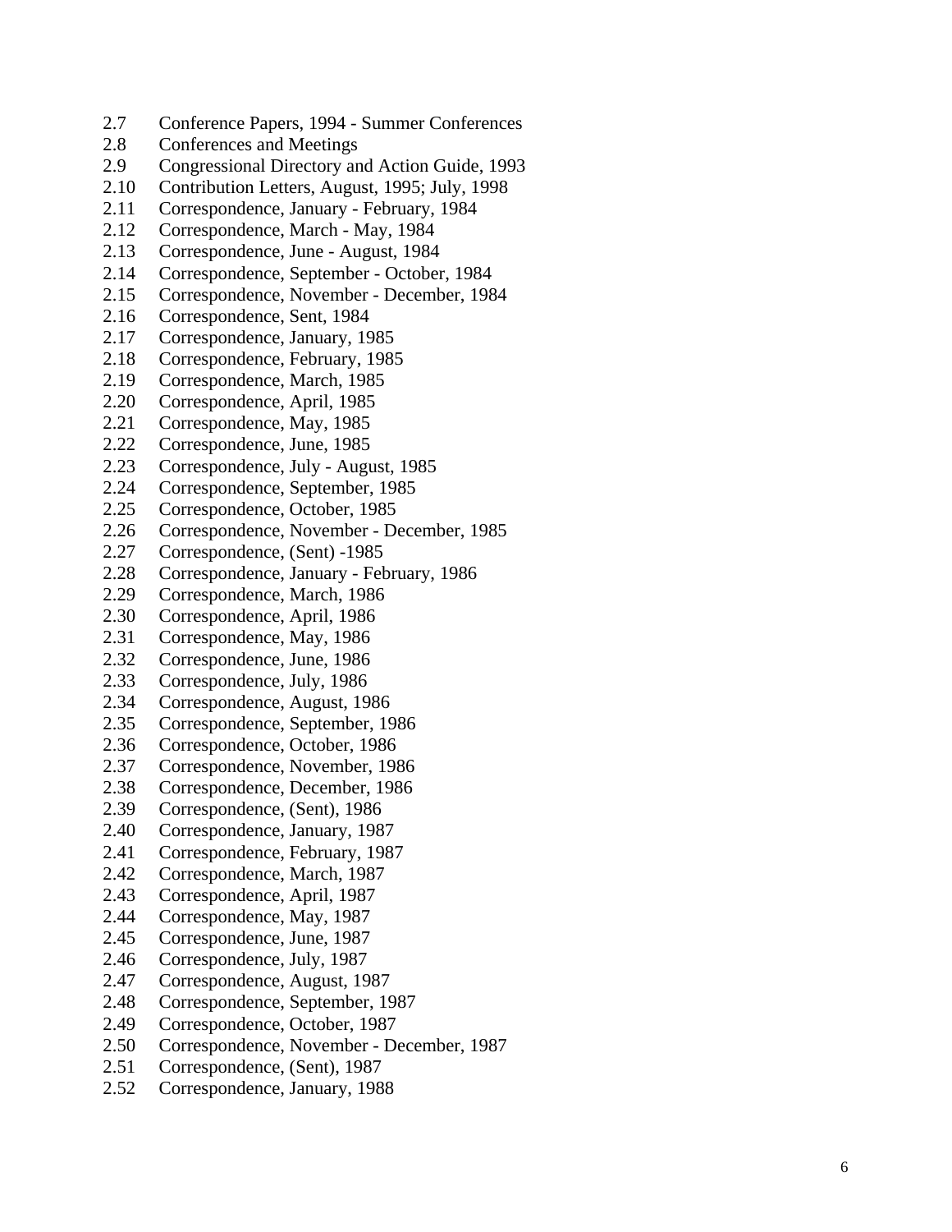2.7 Conference Papers, 1994 - Summer Conferences
2.8 Conferences and Meetings
2.9 Congressional Directory and Action Guide, 1993
2.10 Contribution Letters, August, 1995; July, 1998
2.11 Correspondence, January - February, 1984
2.12 Correspondence, March - May, 1984
2.13 Correspondence, June - August, 1984
2.14 Correspondence, September - October, 1984
2.15 Correspondence, November - December, 1984
2.16 Correspondence, Sent, 1984
2.17 Correspondence, January, 1985
2.18 Correspondence, February, 1985
2.19 Correspondence, March, 1985
2.20 Correspondence, April, 1985
2.21 Correspondence, May, 1985
2.22 Correspondence, June, 1985
2.23 Correspondence, July - August, 1985
2.24 Correspondence, September, 1985
2.25 Correspondence, October, 1985
2.26 Correspondence, November - December, 1985
2.27 Correspondence, (Sent) -1985
2.28 Correspondence, January - February, 1986
2.29 Correspondence, March, 1986
2.30 Correspondence, April, 1986
2.31 Correspondence, May, 1986
2.32 Correspondence, June, 1986
2.33 Correspondence, July, 1986
2.34 Correspondence, August, 1986
2.35 Correspondence, September, 1986
2.36 Correspondence, October, 1986
2.37 Correspondence, November, 1986
2.38 Correspondence, December, 1986
2.39 Correspondence, (Sent), 1986
2.40 Correspondence, January, 1987
2.41 Correspondence, February, 1987
2.42 Correspondence, March, 1987
2.43 Correspondence, April, 1987
2.44 Correspondence, May, 1987
2.45 Correspondence, June, 1987
2.46 Correspondence, July, 1987
2.47 Correspondence, August, 1987
2.48 Correspondence, September, 1987
2.49 Correspondence, October, 1987
2.50 Correspondence, November - December, 1987
2.51 Correspondence, (Sent), 1987
2.52 Correspondence, January, 1988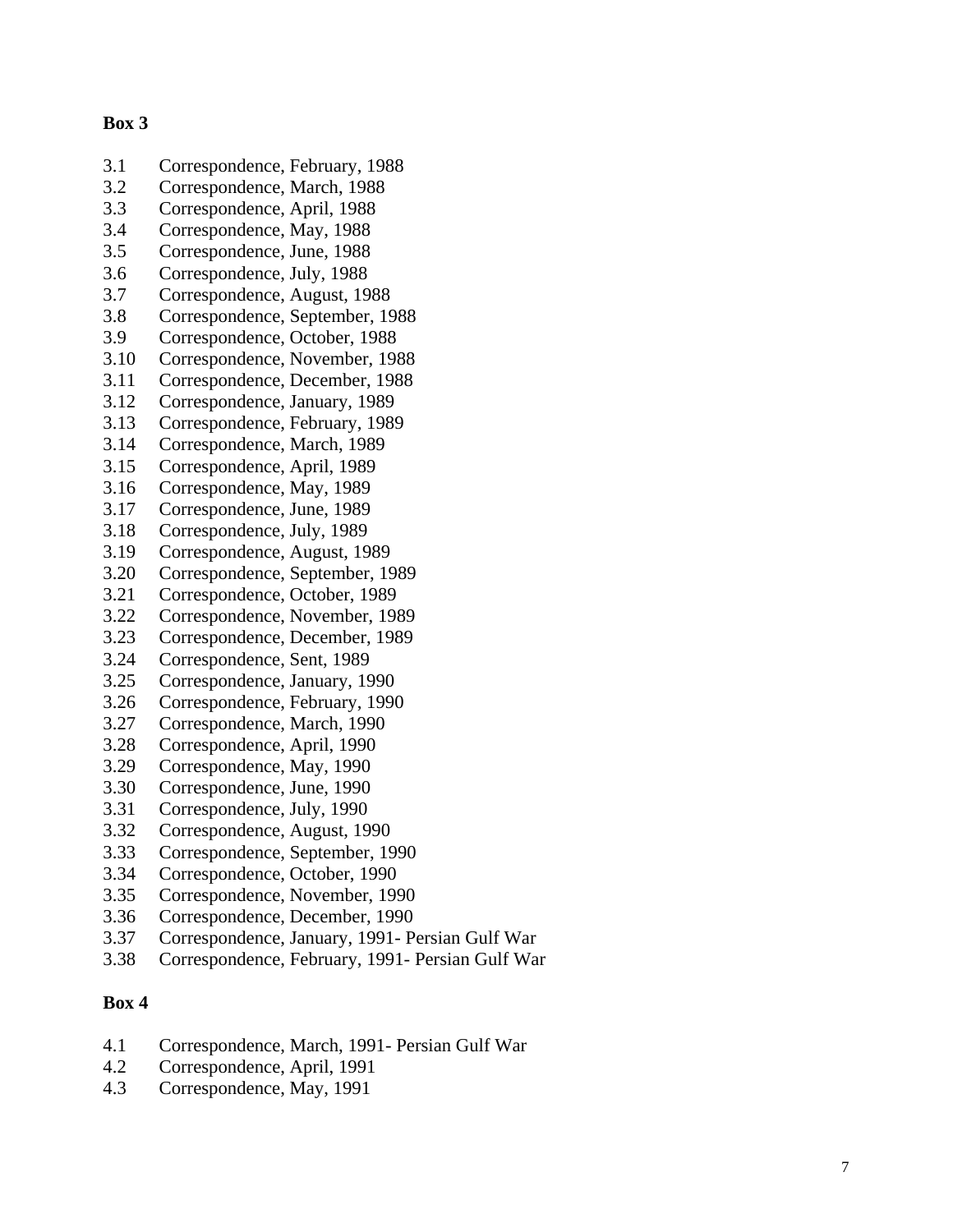**Box 3**

3.1 Correspondence, February, 1988
3.2 Correspondence, March, 1988
3.3 Correspondence, April, 1988
3.4 Correspondence, May, 1988
3.5 Correspondence, June, 1988
3.6 Correspondence, July, 1988
3.7 Correspondence, August, 1988
3.8 Correspondence, September, 1988
3.9 Correspondence, October, 1988
3.10 Correspondence, November, 1988
3.11 Correspondence, December, 1988
3.12 Correspondence, January, 1989
3.13 Correspondence, February, 1989
3.14 Correspondence, March, 1989
3.15 Correspondence, April, 1989
3.16 Correspondence, May, 1989
3.17 Correspondence, June, 1989
3.18 Correspondence, July, 1989
3.19 Correspondence, August, 1989
3.20 Correspondence, September, 1989
3.21 Correspondence, October, 1989
3.22 Correspondence, November, 1989
3.23 Correspondence, December, 1989
3.24 Correspondence, Sent, 1989
3.25 Correspondence, January, 1990
3.26 Correspondence, February, 1990
3.27 Correspondence, March, 1990
3.28 Correspondence, April, 1990
3.29 Correspondence, May, 1990
3.30 Correspondence, June, 1990
3.31 Correspondence, July, 1990
3.32 Correspondence, August, 1990
3.33 Correspondence, September, 1990
3.34 Correspondence, October, 1990
3.35 Correspondence, November, 1990
3.36 Correspondence, December, 1990
3.37 Correspondence, January, 1991- Persian Gulf War
3.38 Correspondence, February, 1991- Persian Gulf War

**Box 4**

4.1 Correspondence, March, 1991- Persian Gulf War
4.2 Correspondence, April, 1991
4.3 Correspondence, May, 1991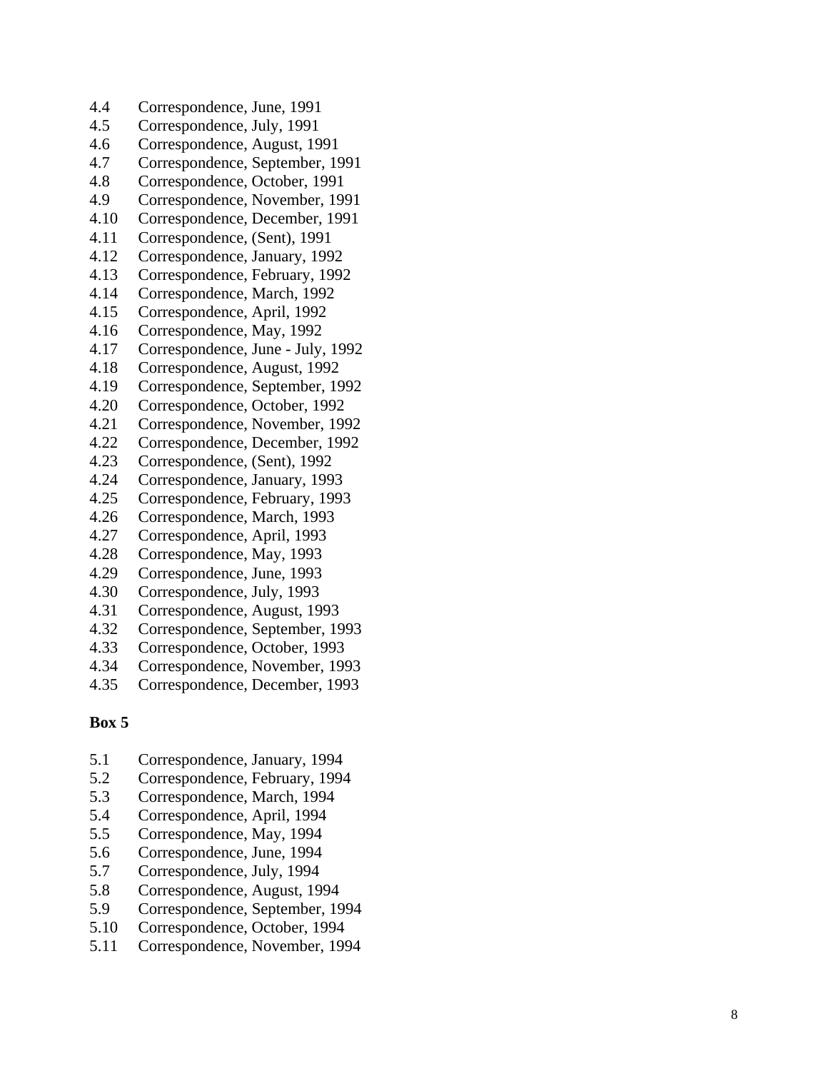4.4 Correspondence, June, 1991
4.5 Correspondence, July, 1991
4.6 Correspondence, August, 1991
4.7 Correspondence, September, 1991
4.8 Correspondence, October, 1991
4.9 Correspondence, November, 1991
4.10 Correspondence, December, 1991
4.11 Correspondence, (Sent), 1991
4.12 Correspondence, January, 1992
4.13 Correspondence, February, 1992
4.14 Correspondence, March, 1992
4.15 Correspondence, April, 1992
4.16 Correspondence, May, 1992
4.17 Correspondence, June - July, 1992
4.18 Correspondence, August, 1992
4.19 Correspondence, September, 1992
4.20 Correspondence, October, 1992
4.21 Correspondence, November, 1992
4.22 Correspondence, December, 1992
4.23 Correspondence, (Sent), 1992
4.24 Correspondence, January, 1993
4.25 Correspondence, February, 1993
4.26 Correspondence, March, 1993
4.27 Correspondence, April, 1993
4.28 Correspondence, May, 1993
4.29 Correspondence, June, 1993
4.30 Correspondence, July, 1993
4.31 Correspondence, August, 1993
4.32 Correspondence, September, 1993
4.33 Correspondence, October, 1993
4.34 Correspondence, November, 1993
4.35 Correspondence, December, 1993

**Box 5**

5.1 Correspondence, January, 1994
5.2 Correspondence, February, 1994
5.3 Correspondence, March, 1994
5.4 Correspondence, April, 1994
5.5 Correspondence, May, 1994
5.6 Correspondence, June, 1994
5.7 Correspondence, July, 1994
5.8 Correspondence, August, 1994
5.9 Correspondence, September, 1994
5.10 Correspondence, October, 1994
5.11 Correspondence, November, 1994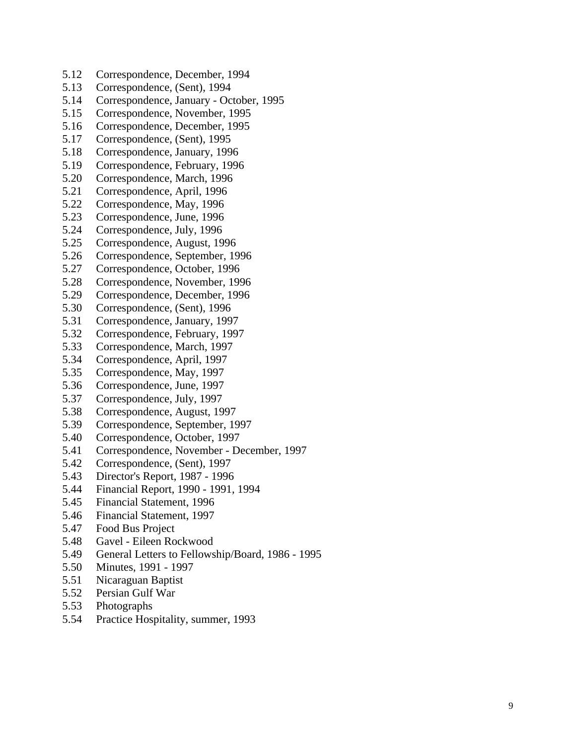5.12 Correspondence, December, 1994
5.13 Correspondence, (Sent), 1994
5.14 Correspondence, January - October, 1995
5.15 Correspondence, November, 1995
5.16 Correspondence, December, 1995
5.17 Correspondence, (Sent), 1995
5.18 Correspondence, January, 1996
5.19 Correspondence, February, 1996
5.20 Correspondence, March, 1996
5.21 Correspondence, April, 1996
5.22 Correspondence, May, 1996
5.23 Correspondence, June, 1996
5.24 Correspondence, July, 1996
5.25 Correspondence, August, 1996
5.26 Correspondence, September, 1996
5.27 Correspondence, October, 1996
5.28 Correspondence, November, 1996
5.29 Correspondence, December, 1996
5.30 Correspondence, (Sent), 1996
5.31 Correspondence, January, 1997
5.32 Correspondence, February, 1997
5.33 Correspondence, March, 1997
5.34 Correspondence, April, 1997
5.35 Correspondence, May, 1997
5.36 Correspondence, June, 1997
5.37 Correspondence, July, 1997
5.38 Correspondence, August, 1997
5.39 Correspondence, September, 1997
5.40 Correspondence, October, 1997
5.41 Correspondence, November - December, 1997
5.42 Correspondence, (Sent), 1997
5.43 Director's Report, 1987 - 1996
5.44 Financial Report, 1990 - 1991, 1994
5.45 Financial Statement, 1996
5.46 Financial Statement, 1997
5.47 Food Bus Project
5.48 Gavel - Eileen Rockwood
5.49 General Letters to Fellowship/Board, 1986 - 1995
5.50 Minutes, 1991 - 1997
5.51 Nicaraguan Baptist
5.52 Persian Gulf War
5.53 Photographs
5.54 Practice Hospitality, summer, 1993